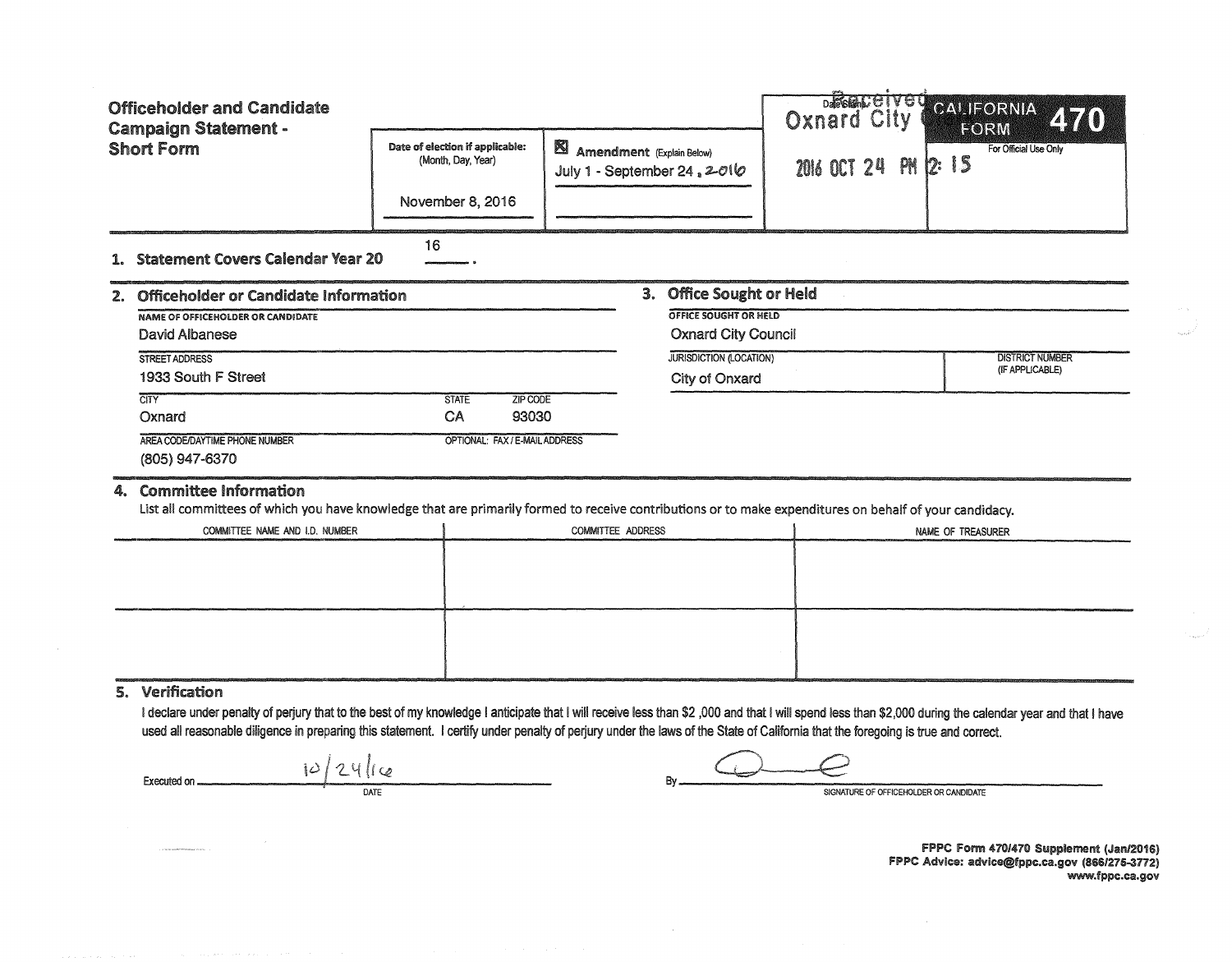# Officeholder and Candidate Campaign Statement - Short Form

**CALIFORNIA FORM 470**

For Official Use Only

Received
Oxnard City
2016 OCT 24 PM 2:15

| Date of election if applicable: (Month, Day, Year) | ☒ Amendment (Explain Below) |
|---|---|
| November 8, 2016 | July 1 - September 24, 2016 |

**1. Statement Covers Calendar Year 20** 16.

## 2. Officeholder or Candidate Information

NAME OF OFFICEHOLDER OR CANDIDATE
David Albanese

STREET ADDRESS
1933 South F Street

| CITY | STATE | ZIP CODE |
|---|---|---|
| Oxnard | CA | 93030 |

AREA CODE/DAYTIME PHONE NUMBER
(805) 947-6370

OPTIONAL: FAX / E-MAIL ADDRESS

## 3. Office Sought or Held

OFFICE SOUGHT OR HELD
Oxnard City Council

| JURISDICTION (LOCATION) | DISTRICT NUMBER (IF APPLICABLE) |
|---|---|
| City of Oxnard | |

## 4. Committee Information

List all committees of which you have knowledge that are primarily formed to receive contributions or to make expenditures on behalf of your candidacy.

| COMMITTEE NAME AND I.D. NUMBER | COMMITTEE ADDRESS | NAME OF TREASURER |
|---|---|---|
| | | |
| | | |

## 5. Verification

I declare under penalty of perjury that to the best of my knowledge I anticipate that I will receive less than $2,000 and that I will spend less than $2,000 during the calendar year and that I have used all reasonable diligence in preparing this statement. I certify under penalty of perjury under the laws of the State of California that the foregoing is true and correct.

Executed on 10/24/16
DATE

By [signature]
SIGNATURE OF OFFICEHOLDER OR CANDIDATE

FPPC Form 470/470 Supplement (Jan/2016)
FPPC Advice: advice@fppc.ca.gov (866/275-3772)
www.fppc.ca.gov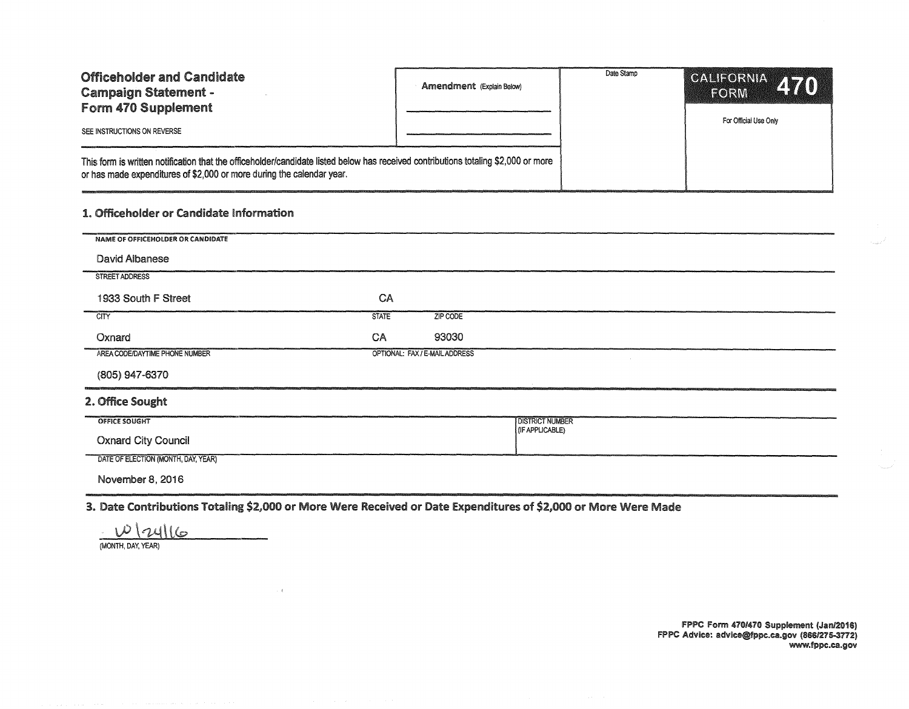# Officeholder and Candidate Campaign Statement - Form 470 Supplement

SEE INSTRUCTIONS ON REVERSE

Amendment (Explain Below)

Date Stamp

CALIFORNIA FORM **470**

For Official Use Only

This form is written notification that the officeholder/candidate listed below has received contributions totaling $2,000 or more or has made expenditures of $2,000 or more during the calendar year.

## 1. Officeholder or Candidate Information

NAME OF OFFICEHOLDER OR CANDIDATE

David Albanese

STREET ADDRESS

1933 South F Street CA

| CITY | STATE | ZIP CODE |
| --- | --- | --- |
| Oxnard | CA | 93030 |

| AREA CODE/DAYTIME PHONE NUMBER | OPTIONAL: FAX / E-MAIL ADDRESS |
| --- | --- |
| (805) 947-6370 | |

## 2. Office Sought

| OFFICE SOUGHT | DISTRICT NUMBER (IF APPLICABLE) |
| --- | --- |
| Oxnard City Council | |

DATE OF ELECTION (MONTH, DAY, YEAR)

November 8, 2016

## 3. Date Contributions Totaling $2,000 or More Were Received or Date Expenditures of $2,000 or More Were Made

6/24/16

(MONTH, DAY, YEAR)

FPPC Form 470/470 Supplement (Jan/2016)
FPPC Advice: advice@fppc.ca.gov (866/275-3772)
www.fppc.ca.gov